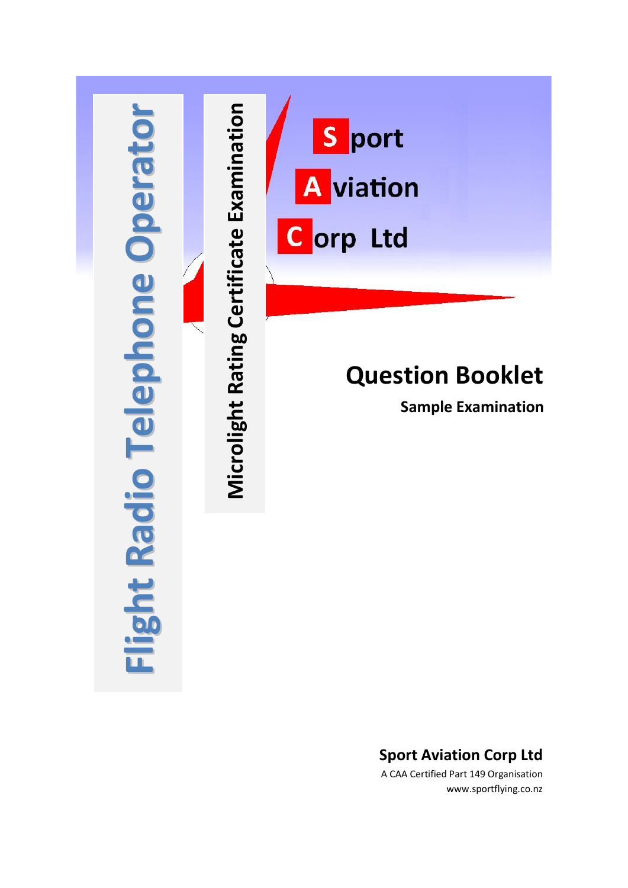# Flight Radio Telephone Operator

## Microlight Rating Certificate Examination

**S** port
**A** viation
**C** orp Ltd

# Question Booklet

**Sample Examination**

**Sport Aviation Corp Ltd**
A CAA Certified Part 149 Organisation
www.sportflying.co.nz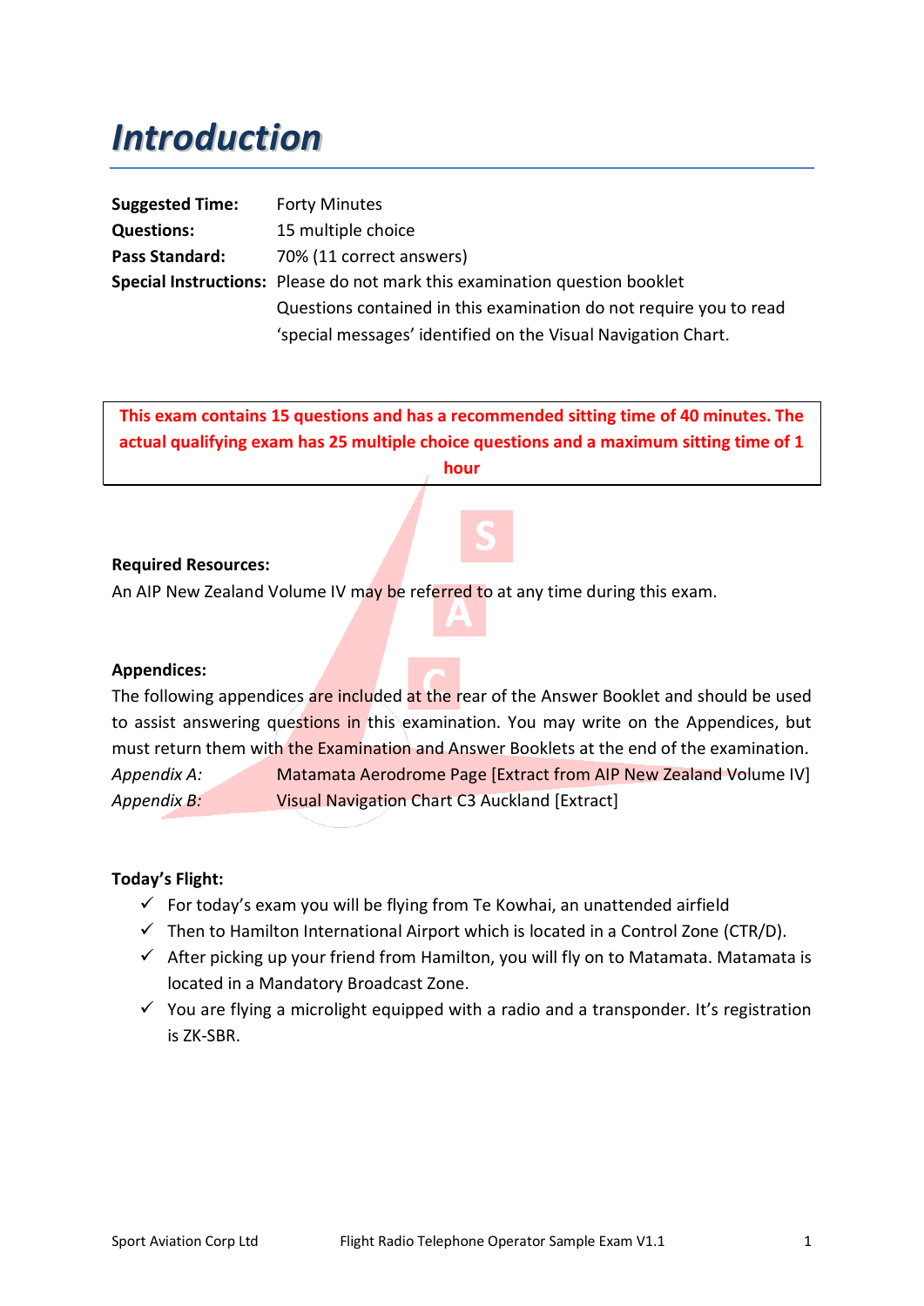# Introduction

| | |
|---|---|
| **Suggested Time:** | Forty Minutes |
| **Questions:** | 15 multiple choice |
| **Pass Standard:** | 70% (11 correct answers) |
| **Special Instructions:** | Please do not mark this examination question booklet<br>Questions contained in this examination do not require you to read 'special messages' identified on the Visual Navigation Chart. |

**This exam contains 15 questions and has a recommended sitting time of 40 minutes. The actual qualifying exam has 25 multiple choice questions and a maximum sitting time of 1 hour**

**Required Resources:**

An AIP New Zealand Volume IV may be referred to at any time during this exam.

**Appendices:**

The following appendices are included at the rear of the Answer Booklet and should be used to assist answering questions in this examination. You may write on the Appendices, but must return them with the Examination and Answer Booklets at the end of the examination.

| | |
|---|---|
| *Appendix A:* | Matamata Aerodrome Page [Extract from AIP New Zealand Volume IV] |
| *Appendix B:* | Visual Navigation Chart C3 Auckland [Extract] |

**Today's Flight:**

- ✓ For today's exam you will be flying from Te Kowhai, an unattended airfield
- ✓ Then to Hamilton International Airport which is located in a Control Zone (CTR/D).
- ✓ After picking up your friend from Hamilton, you will fly on to Matamata. Matamata is located in a Mandatory Broadcast Zone.
- ✓ You are flying a microlight equipped with a radio and a transponder. It's registration is ZK-SBR.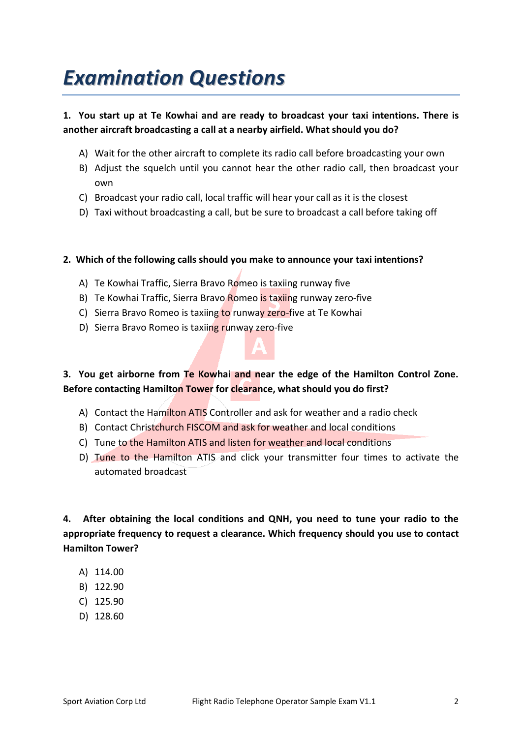# *Examination Questions*

**1. You start up at Te Kowhai and are ready to broadcast your taxi intentions. There is another aircraft broadcasting a call at a nearby airfield. What should you do?**

A) Wait for the other aircraft to complete its radio call before broadcasting your own
B) Adjust the squelch until you cannot hear the other radio call, then broadcast your own
C) Broadcast your radio call, local traffic will hear your call as it is the closest
D) Taxi without broadcasting a call, but be sure to broadcast a call before taking off

**2. Which of the following calls should you make to announce your taxi intentions?**

A) Te Kowhai Traffic, Sierra Bravo Romeo is taxiing runway five
B) Te Kowhai Traffic, Sierra Bravo Romeo is taxiing runway zero-five
C) Sierra Bravo Romeo is taxiing to runway zero-five at Te Kowhai
D) Sierra Bravo Romeo is taxiing runway zero-five

**3. You get airborne from Te Kowhai and near the edge of the Hamilton Control Zone. Before contacting Hamilton Tower for clearance, what should you do first?**

A) Contact the Hamilton ATIS Controller and ask for weather and a radio check
B) Contact Christchurch FISCOM and ask for weather and local conditions
C) Tune to the Hamilton ATIS and listen for weather and local conditions
D) Tune to the Hamilton ATIS and click your transmitter four times to activate the automated broadcast

**4. After obtaining the local conditions and QNH, you need to tune your radio to the appropriate frequency to request a clearance. Which frequency should you use to contact Hamilton Tower?**

A) 114.00
B) 122.90
C) 125.90
D) 128.60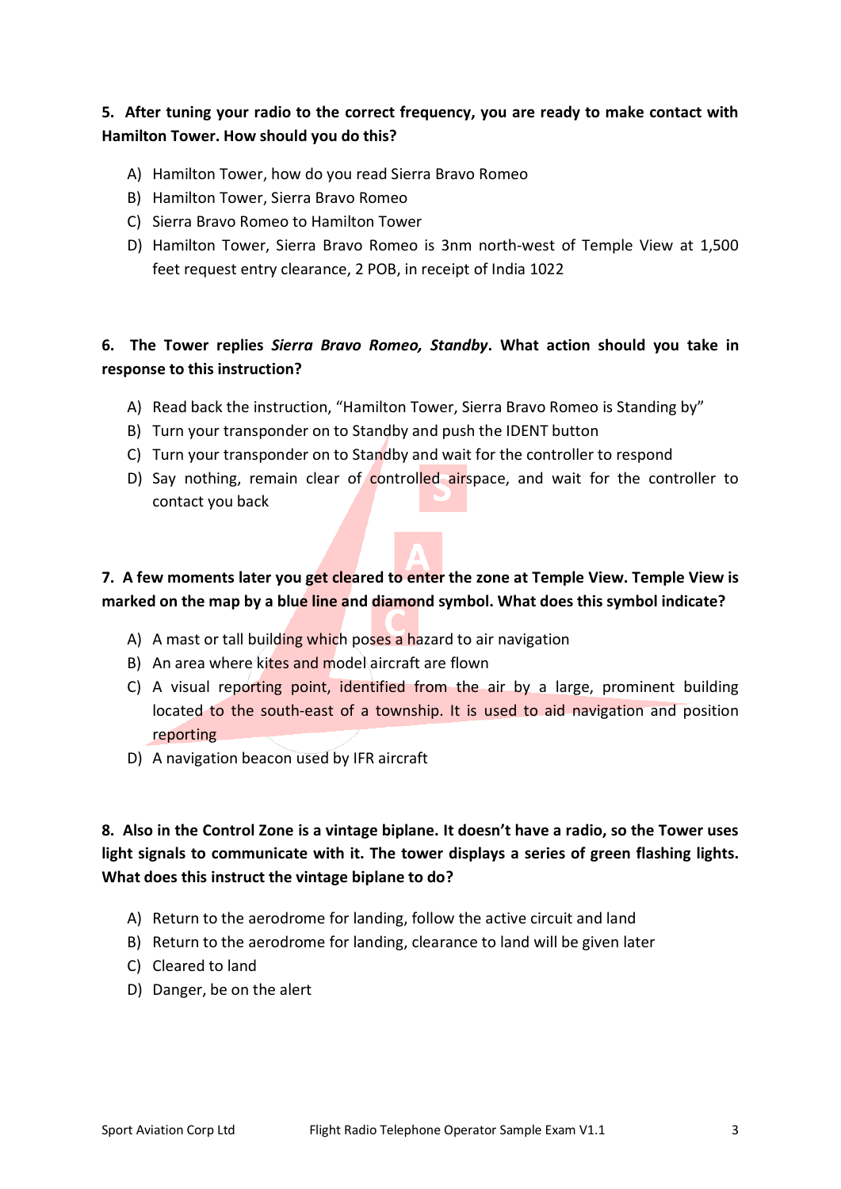**5. After tuning your radio to the correct frequency, you are ready to make contact with Hamilton Tower. How should you do this?**

A) Hamilton Tower, how do you read Sierra Bravo Romeo
B) Hamilton Tower, Sierra Bravo Romeo
C) Sierra Bravo Romeo to Hamilton Tower
D) Hamilton Tower, Sierra Bravo Romeo is 3nm north-west of Temple View at 1,500 feet request entry clearance, 2 POB, in receipt of India 1022

**6. The Tower replies *Sierra Bravo Romeo, Standby*. What action should you take in response to this instruction?**

A) Read back the instruction, “Hamilton Tower, Sierra Bravo Romeo is Standing by”
B) Turn your transponder on to Standby and push the IDENT button
C) Turn your transponder on to Standby and wait for the controller to respond
D) Say nothing, remain clear of controlled airspace, and wait for the controller to contact you back

**7. A few moments later you get cleared to enter the zone at Temple View. Temple View is marked on the map by a blue line and diamond symbol. What does this symbol indicate?**

A) A mast or tall building which poses a hazard to air navigation
B) An area where kites and model aircraft are flown
C) A visual reporting point, identified from the air by a large, prominent building located to the south-east of a township. It is used to aid navigation and position reporting
D) A navigation beacon used by IFR aircraft

**8. Also in the Control Zone is a vintage biplane. It doesn’t have a radio, so the Tower uses light signals to communicate with it. The tower displays a series of green flashing lights. What does this instruct the vintage biplane to do?**

A) Return to the aerodrome for landing, follow the active circuit and land
B) Return to the aerodrome for landing, clearance to land will be given later
C) Cleared to land
D) Danger, be on the alert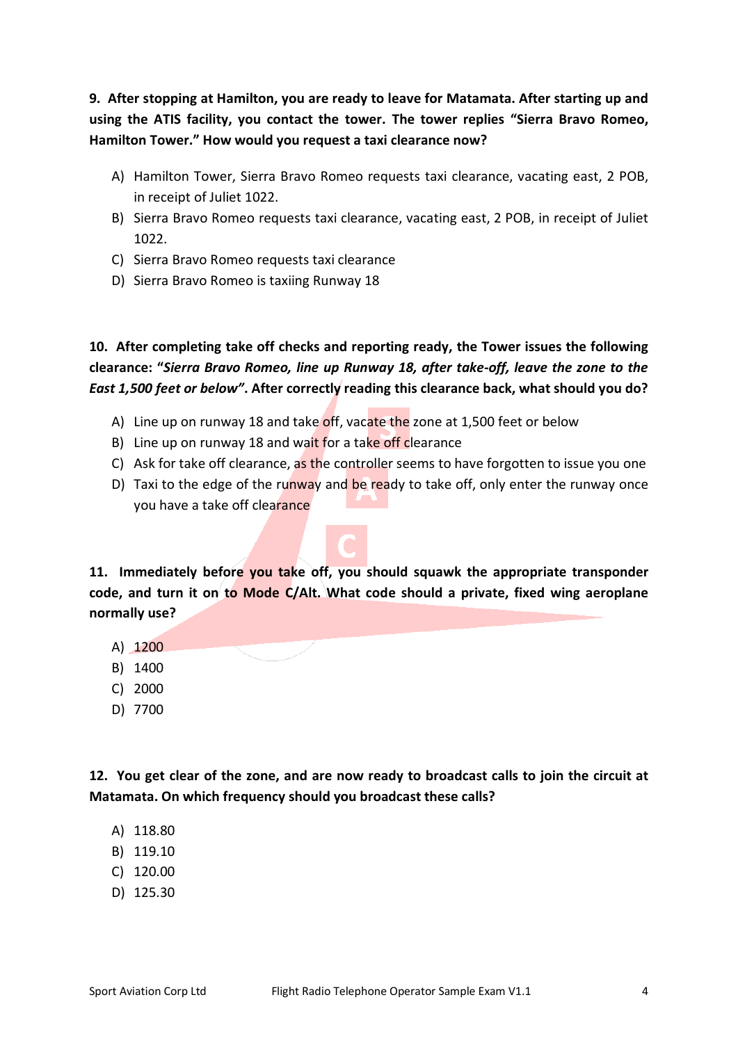**9. After stopping at Hamilton, you are ready to leave for Matamata. After starting up and using the ATIS facility, you contact the tower. The tower replies "Sierra Bravo Romeo, Hamilton Tower." How would you request a taxi clearance now?**

A) Hamilton Tower, Sierra Bravo Romeo requests taxi clearance, vacating east, 2 POB, in receipt of Juliet 1022.
B) Sierra Bravo Romeo requests taxi clearance, vacating east, 2 POB, in receipt of Juliet 1022.
C) Sierra Bravo Romeo requests taxi clearance
D) Sierra Bravo Romeo is taxiing Runway 18

**10. After completing take off checks and reporting ready, the Tower issues the following clearance: "*Sierra Bravo Romeo, line up Runway 18, after take-off, leave the zone to the East 1,500 feet or below*". After correctly reading this clearance back, what should you do?**

A) Line up on runway 18 and take off, vacate the zone at 1,500 feet or below
B) Line up on runway 18 and wait for a take off clearance
C) Ask for take off clearance, as the controller seems to have forgotten to issue you one
D) Taxi to the edge of the runway and be ready to take off, only enter the runway once you have a take off clearance

**11. Immediately before you take off, you should squawk the appropriate transponder code, and turn it on to Mode C/Alt. What code should a private, fixed wing aeroplane normally use?**

A) 1200
B) 1400
C) 2000
D) 7700

**12. You get clear of the zone, and are now ready to broadcast calls to join the circuit at Matamata. On which frequency should you broadcast these calls?**

A) 118.80
B) 119.10
C) 120.00
D) 125.30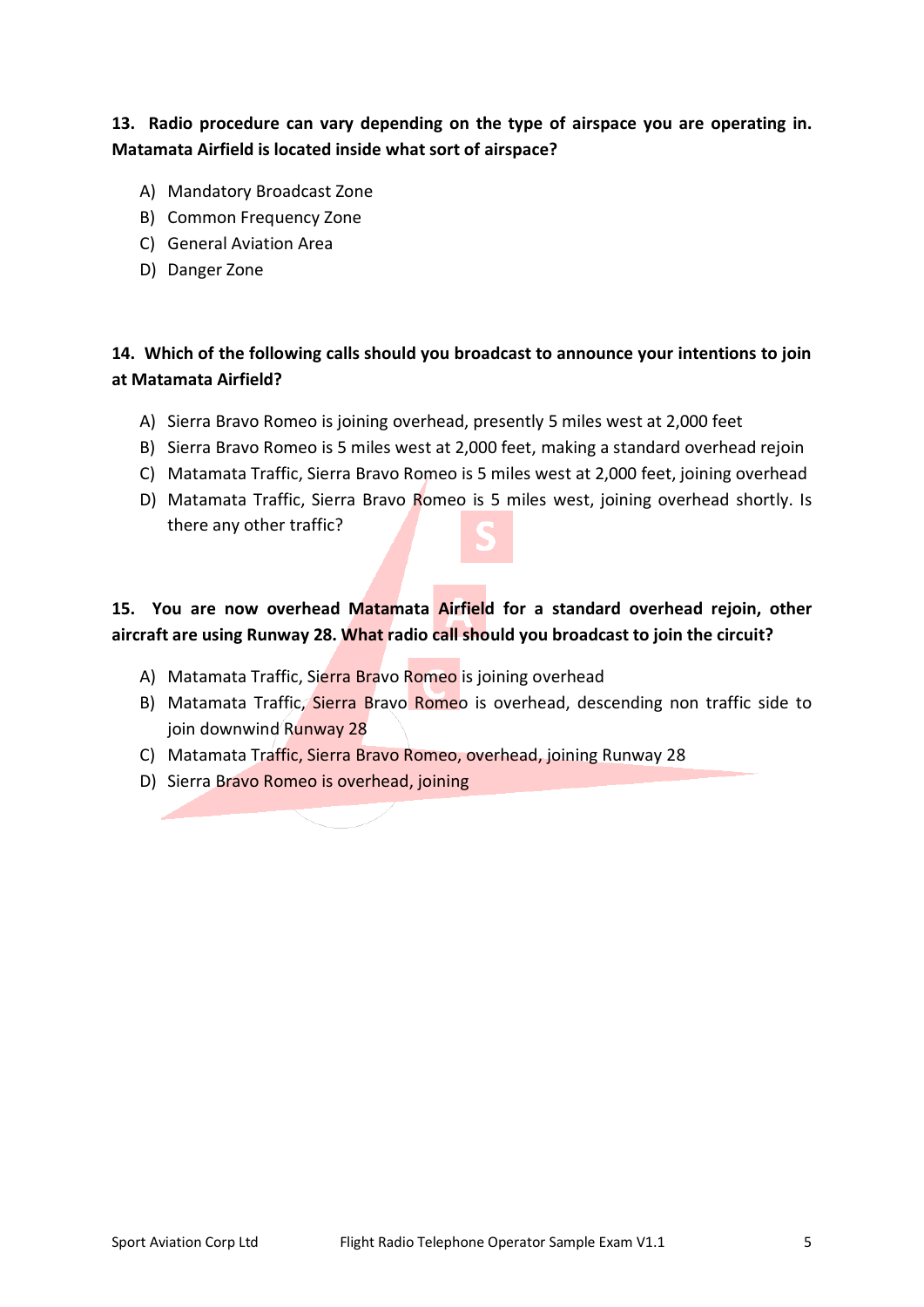**13. Radio procedure can vary depending on the type of airspace you are operating in. Matamata Airfield is located inside what sort of airspace?**

A) Mandatory Broadcast Zone
B) Common Frequency Zone
C) General Aviation Area
D) Danger Zone

**14. Which of the following calls should you broadcast to announce your intentions to join at Matamata Airfield?**

A) Sierra Bravo Romeo is joining overhead, presently 5 miles west at 2,000 feet
B) Sierra Bravo Romeo is 5 miles west at 2,000 feet, making a standard overhead rejoin
C) Matamata Traffic, Sierra Bravo Romeo is 5 miles west at 2,000 feet, joining overhead
D) Matamata Traffic, Sierra Bravo Romeo is 5 miles west, joining overhead shortly. Is there any other traffic?

**15. You are now overhead Matamata Airfield for a standard overhead rejoin, other aircraft are using Runway 28. What radio call should you broadcast to join the circuit?**

A) Matamata Traffic, Sierra Bravo Romeo is joining overhead
B) Matamata Traffic, Sierra Bravo Romeo is overhead, descending non traffic side to join downwind Runway 28
C) Matamata Traffic, Sierra Bravo Romeo, overhead, joining Runway 28
D) Sierra Bravo Romeo is overhead, joining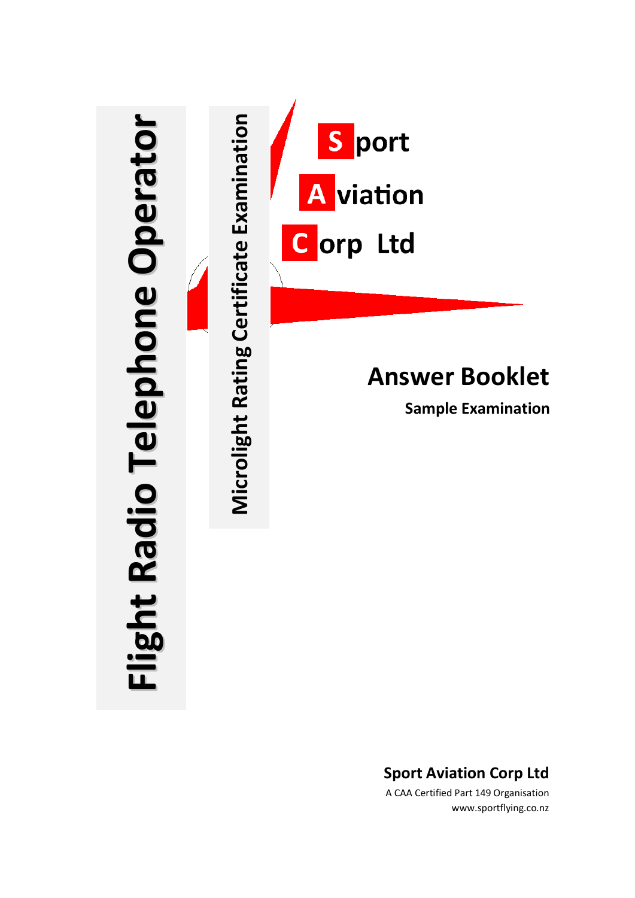# Flight Radio Telephone Operator

## Microlight Rating Certificate Examination

**S**port
**A**viation
**C**orp Ltd

# Answer Booklet

**Sample Examination**

**Sport Aviation Corp Ltd**

A CAA Certified Part 149 Organisation

www.sportflying.co.nz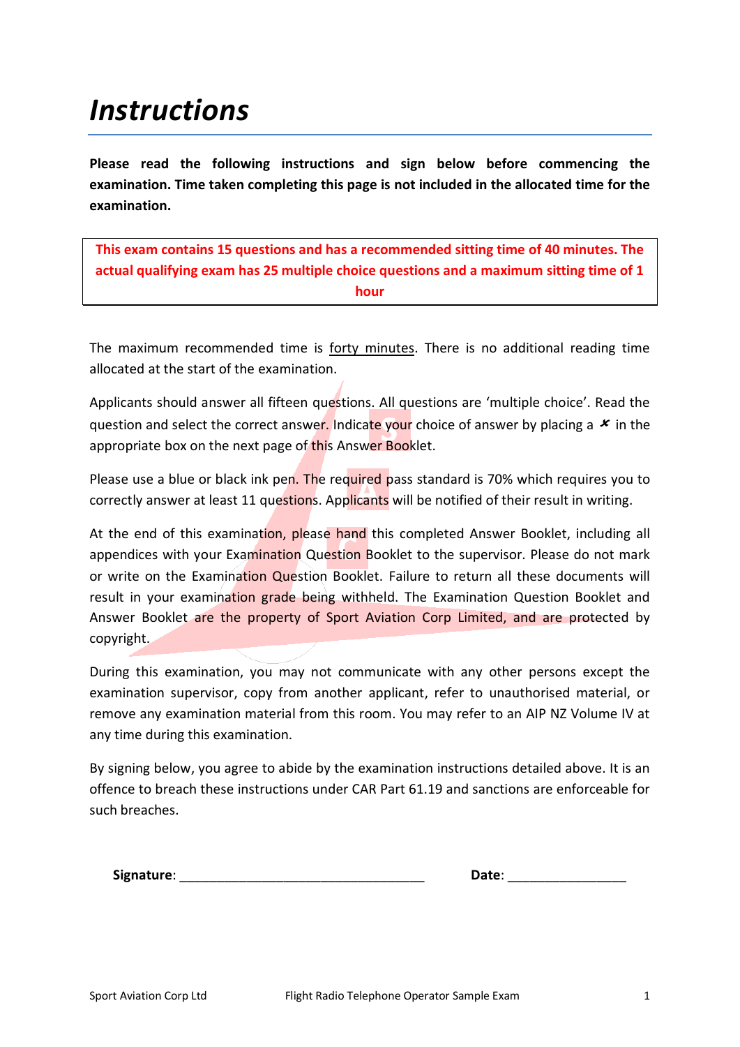# *Instructions*

**Please read the following instructions and sign below before commencing the examination. Time taken completing this page is not included in the allocated time for the examination.**

**This exam contains 15 questions and has a recommended sitting time of 40 minutes. The actual qualifying exam has 25 multiple choice questions and a maximum sitting time of 1 hour**

The maximum recommended time is forty minutes. There is no additional reading time allocated at the start of the examination.

Applicants should answer all fifteen questions. All questions are 'multiple choice'. Read the question and select the correct answer. Indicate your choice of answer by placing a ✗ in the appropriate box on the next page of this Answer Booklet.

Please use a blue or black ink pen. The required pass standard is 70% which requires you to correctly answer at least 11 questions. Applicants will be notified of their result in writing.

At the end of this examination, please hand this completed Answer Booklet, including all appendices with your Examination Question Booklet to the supervisor. Please do not mark or write on the Examination Question Booklet. Failure to return all these documents will result in your examination grade being withheld. The Examination Question Booklet and Answer Booklet are the property of Sport Aviation Corp Limited, and are protected by copyright.

During this examination, you may not communicate with any other persons except the examination supervisor, copy from another applicant, refer to unauthorised material, or remove any examination material from this room. You may refer to an AIP NZ Volume IV at any time during this examination.

By signing below, you agree to abide by the examination instructions detailed above. It is an offence to breach these instructions under CAR Part 61.19 and sanctions are enforceable for such breaches.

**Signature**: ___________________________________ **Date**: ________________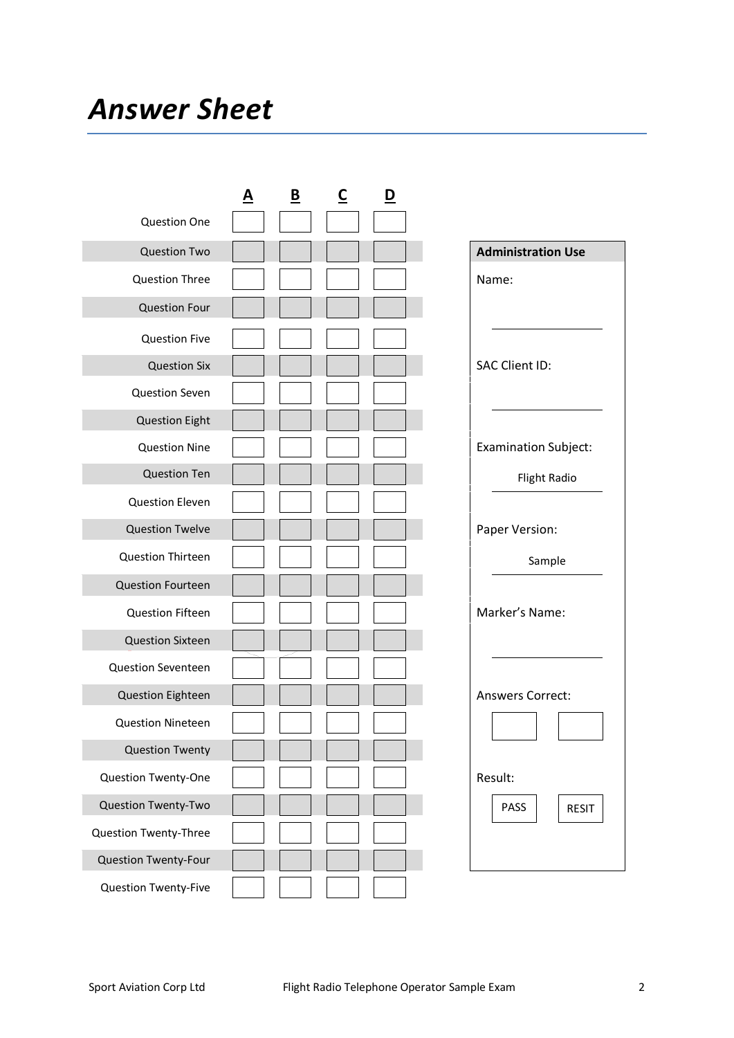# Answer Sheet

| | A | B | C | D |
|---|---|---|---|---|
| Question One | | | | |
| Question Two | | | | |
| Question Three | | | | |
| Question Four | | | | |
| Question Five | | | | |
| Question Six | | | | |
| Question Seven | | | | |
| Question Eight | | | | |
| Question Nine | | | | |
| Question Ten | | | | |
| Question Eleven | | | | |
| Question Twelve | | | | |
| Question Thirteen | | | | |
| Question Fourteen | | | | |
| Question Fifteen | | | | |
| Question Sixteen | | | | |
| Question Seventeen | | | | |
| Question Eighteen | | | | |
| Question Nineteen | | | | |
| Question Twenty | | | | |
| Question Twenty-One | | | | |
| Question Twenty-Two | | | | |
| Question Twenty-Three | | | | |
| Question Twenty-Four | | | | |
| Question Twenty-Five | | | | |

**Administration Use**

Name: ______________

SAC Client ID: ______________

Examination Subject: Flight Radio

Paper Version: Sample

Marker's Name: ______________

Answers Correct: [ ] [ ]

Result: PASS RESIT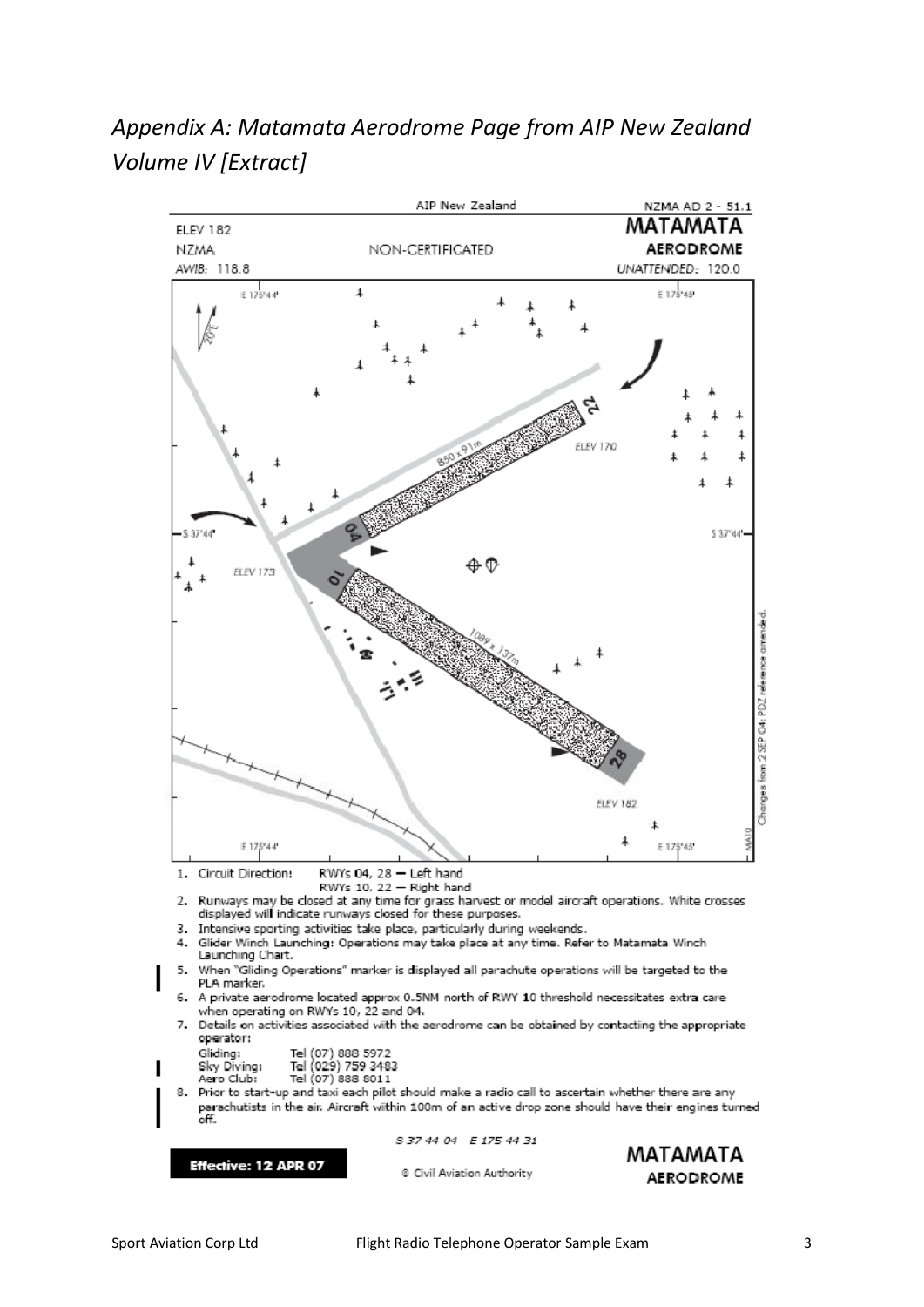## *Appendix A: Matamata Aerodrome Page from AIP New Zealand Volume IV [Extract]*

AIP New Zealand — NZMA AD 2 - 51.1

ELEV 182 — **MATAMATA**

NZMA — NON-CERTIFICATED — **AERODROME**

*AWIB:* 118.8 — *UNATTENDED:* 120.0

850 x 91m

1089 x 137m

ELEV 170

ELEV 173

ELEV 182

1. Circuit Direction: RWYs 04, 28 — Left hand
   RWYs 10, 22 — Right hand
2. Runways may be closed at any time for grass harvest or model aircraft operations. White crosses displayed will indicate runways closed for these purposes.
3. Intensive sporting activities take place, particularly during weekends.
4. Glider Winch Launching: Operations may take place at any time. Refer to Matamata Winch Launching Chart.
5. When "Gliding Operations" marker is displayed all parachute operations will be targeted to the PLA marker.
6. A private aerodrome located approx 0.5NM north of RWY 10 threshold necessitates extra care when operating on RWYs 10, 22 and 04.
7. Details on activities associated with the aerodrome can be obtained by contacting the appropriate operator:
   - Gliding: Tel (07) 888 5972
   - Sky Diving: Tel (029) 759 3483
   - Aero Club: Tel (07) 888 8011
8. Prior to start-up and taxi each pilot should make a radio call to ascertain whether there are any parachutists in the air. Aircraft within 100m of an active drop zone should have their engines turned off.

S 37 44 04 E 175 44 31

**Effective: 12 APR 07** — © Civil Aviation Authority — **MATAMATA AERODROME**

Changes from 2 SEP 04: PDZ reference amended.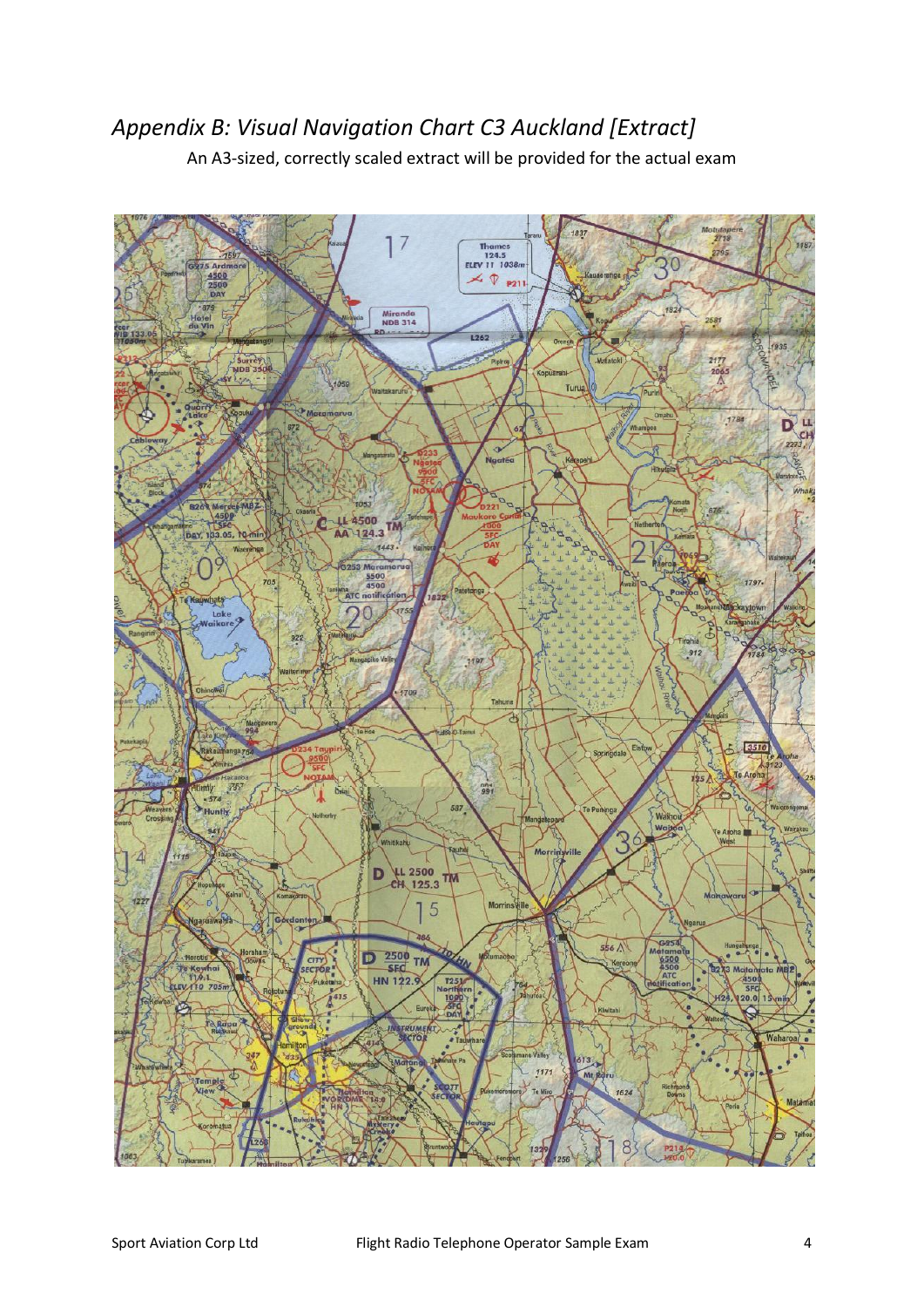## *Appendix B: Visual Navigation Chart C3 Auckland [Extract]*

An A3-sized, correctly scaled extract will be provided for the actual exam